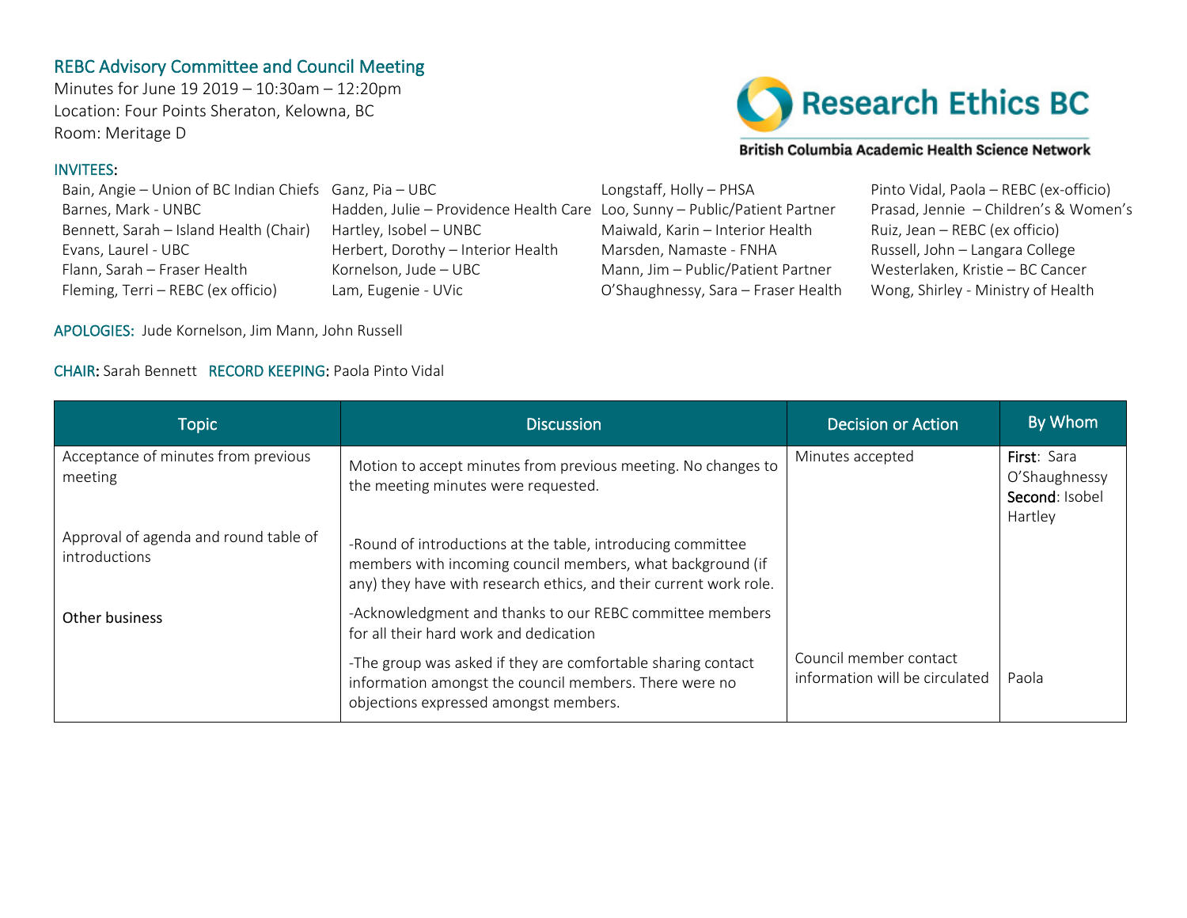## REBC Advisory Committee and Council Meeting

Minutes for June 19 2019 – 10:30am – 12:20pm
Location: Four Points Sheraton, Kelowna, BC
Room: Meritage D

Research Ethics BC
British Columbia Academic Health Science Network

**INVITEES:**

- Bain, Angie – Union of BC Indian Chiefs
- Barnes, Mark - UNBC
- Bennett, Sarah – Island Health (Chair)
- Evans, Laurel - UBC
- Flann, Sarah – Fraser Health
- Fleming, Terri – REBC (ex officio)
- Ganz, Pia – UBC
- Hadden, Julie – Providence Health Care
- Hartley, Isobel – UNBC
- Herbert, Dorothy – Interior Health
- Kornelson, Jude – UBC
- Lam, Eugenie - UVic
- Longstaff, Holly – PHSA
- Loo, Sunny – Public/Patient Partner
- Maiwald, Karin – Interior Health
- Marsden, Namaste - FNHA
- Mann, Jim – Public/Patient Partner
- O'Shaughnessy, Sara – Fraser Health
- Pinto Vidal, Paola – REBC (ex-officio)
- Prasad, Jennie – Children's & Women's
- Ruiz, Jean – REBC (ex officio)
- Russell, John – Langara College
- Westerlaken, Kristie – BC Cancer
- Wong, Shirley - Ministry of Health

**APOLOGIES:** Jude Kornelson, Jim Mann, John Russell

**CHAIR:** Sarah Bennett **RECORD KEEPING:** Paola Pinto Vidal

| Topic | Discussion | Decision or Action | By Whom |
|---|---|---|---|
| Acceptance of minutes from previous meeting | Motion to accept minutes from previous meeting. No changes to the meeting minutes were requested. | Minutes accepted | **First**: Sara O'Shaughnessy **Second**: Isobel Hartley |
| Approval of agenda and round table of introductions | -Round of introductions at the table, introducing committee members with incoming council members, what background (if any) they have with research ethics, and their current work role. | | |
| Other business | -Acknowledgment and thanks to our REBC committee members for all their hard work and dedication | | |
| | -The group was asked if they are comfortable sharing contact information amongst the council members. There were no objections expressed amongst members. | Council member contact information will be circulated | Paola |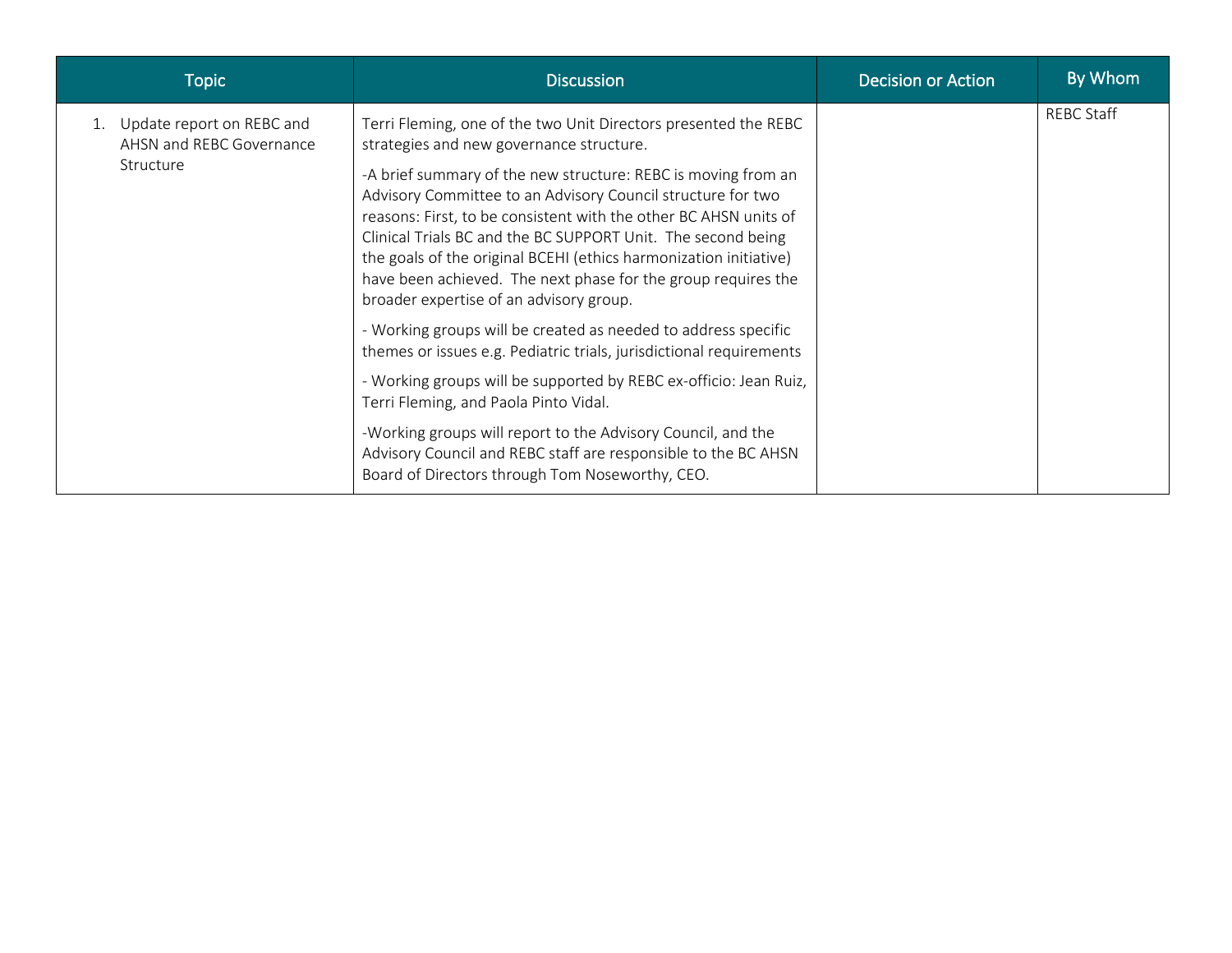| Topic | Discussion | Decision or Action | By Whom |
|---|---|---|---|
| 1. Update report on REBC and AHSN and REBC Governance Structure | Terri Fleming, one of the two Unit Directors presented the REBC strategies and new governance structure.<br><br>-A brief summary of the new structure: REBC is moving from an Advisory Committee to an Advisory Council structure for two reasons: First, to be consistent with the other BC AHSN units of Clinical Trials BC and the BC SUPPORT Unit. The second being the goals of the original BCEHI (ethics harmonization initiative) have been achieved. The next phase for the group requires the broader expertise of an advisory group.<br><br>- Working groups will be created as needed to address specific themes or issues e.g. Pediatric trials, jurisdictional requirements<br><br>- Working groups will be supported by REBC ex-officio: Jean Ruiz, Terri Fleming, and Paola Pinto Vidal.<br><br>-Working groups will report to the Advisory Council, and the Advisory Council and REBC staff are responsible to the BC AHSN Board of Directors through Tom Noseworthy, CEO. | | REBC Staff |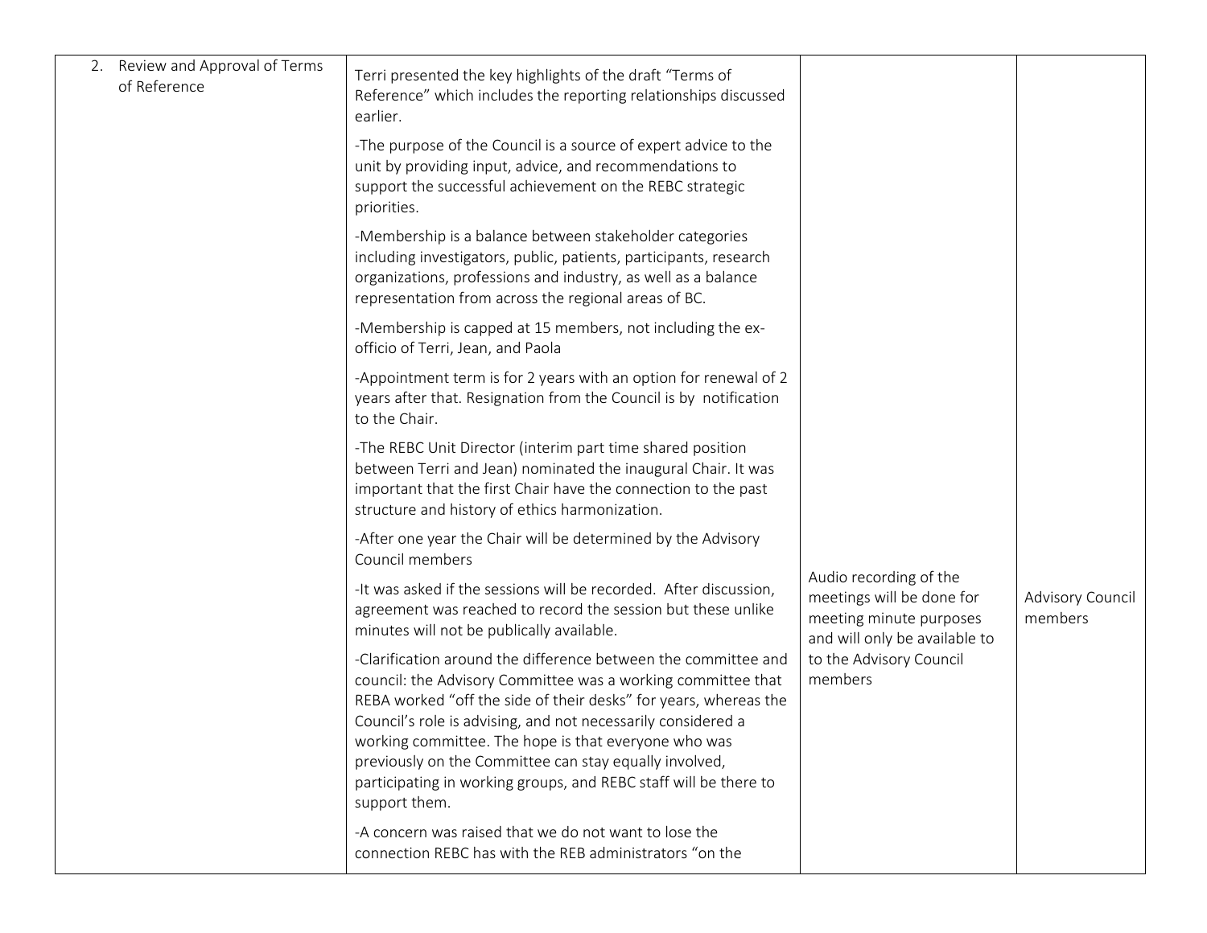| 2. Review and Approval of Terms of Reference | Terri presented the key highlights of the draft "Terms of Reference" which includes the reporting relationships discussed earlier.<br><br>-The purpose of the Council is a source of expert advice to the unit by providing input, advice, and recommendations to support the successful achievement on the REBC strategic priorities.<br><br>-Membership is a balance between stakeholder categories including investigators, public, patients, participants, research organizations, professions and industry, as well as a balance representation from across the regional areas of BC.<br><br>-Membership is capped at 15 members, not including the ex-officio of Terri, Jean, and Paola<br><br>-Appointment term is for 2 years with an option for renewal of 2 years after that. Resignation from the Council is by notification to the Chair.<br><br>-The REBC Unit Director (interim part time shared position between Terri and Jean) nominated the inaugural Chair. It was important that the first Chair have the connection to the past structure and history of ethics harmonization.<br><br>-After one year the Chair will be determined by the Advisory Council members<br><br>-It was asked if the sessions will be recorded. After discussion, agreement was reached to record the session but these unlike minutes will not be publically available.<br><br>-Clarification around the difference between the committee and council: the Advisory Committee was a working committee that REBA worked "off the side of their desks" for years, whereas the Council's role is advising, and not necessarily considered a working committee. The hope is that everyone who was previously on the Committee can stay equally involved, participating in working groups, and REBC staff will be there to support them.<br><br>-A concern was raised that we do not want to lose the connection REBC has with the REB administrators "on the | Audio recording of the meetings will be done for meeting minute purposes and will only be available to to the Advisory Council members | Advisory Council members |
|---|---|---|---|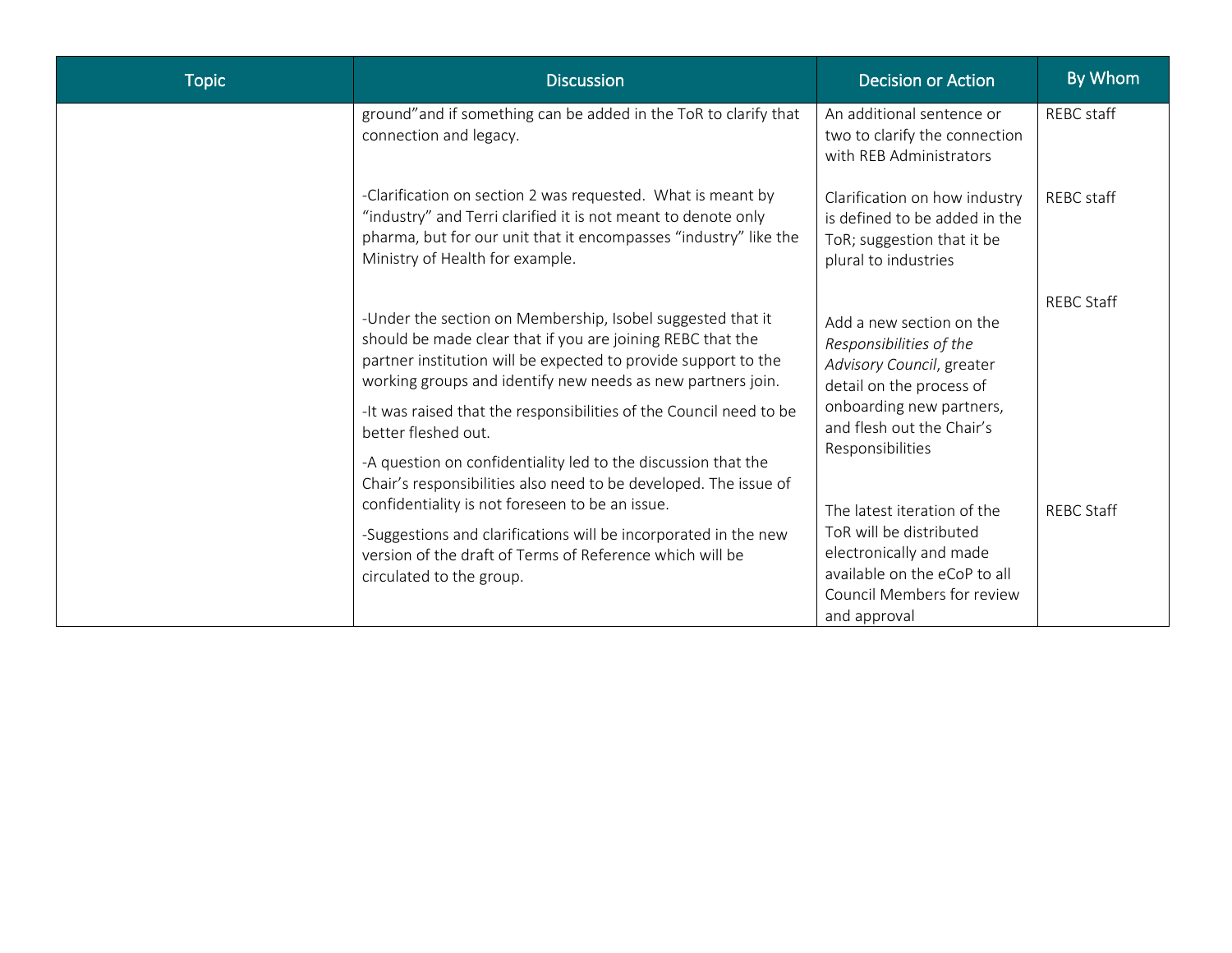| Topic | Discussion | Decision or Action | By Whom |
|---|---|---|---|
| | ground”and if something can be added in the ToR to clarify that connection and legacy. | An additional sentence or two to clarify the connection with REB Administrators | REBC staff |
| | -Clarification on section 2 was requested. What is meant by “industry” and Terri clarified it is not meant to denote only pharma, but for our unit that it encompasses “industry” like the Ministry of Health for example. | Clarification on how industry is defined to be added in the ToR; suggestion that it be plural to industries | REBC staff |
| | -Under the section on Membership, Isobel suggested that it should be made clear that if you are joining REBC that the partner institution will be expected to provide support to the working groups and identify new needs as new partners join.<br><br>-It was raised that the responsibilities of the Council need to be better fleshed out.<br><br>-A question on confidentiality led to the discussion that the Chair’s responsibilities also need to be developed. The issue of confidentiality is not foreseen to be an issue. | Add a new section on the *Responsibilities of the Advisory Council*, greater detail on the process of onboarding new partners, and flesh out the Chair’s Responsibilities | REBC Staff |
| | -Suggestions and clarifications will be incorporated in the new version of the draft of Terms of Reference which will be circulated to the group. | The latest iteration of the ToR will be distributed electronically and made available on the eCoP to all Council Members for review and approval | REBC Staff |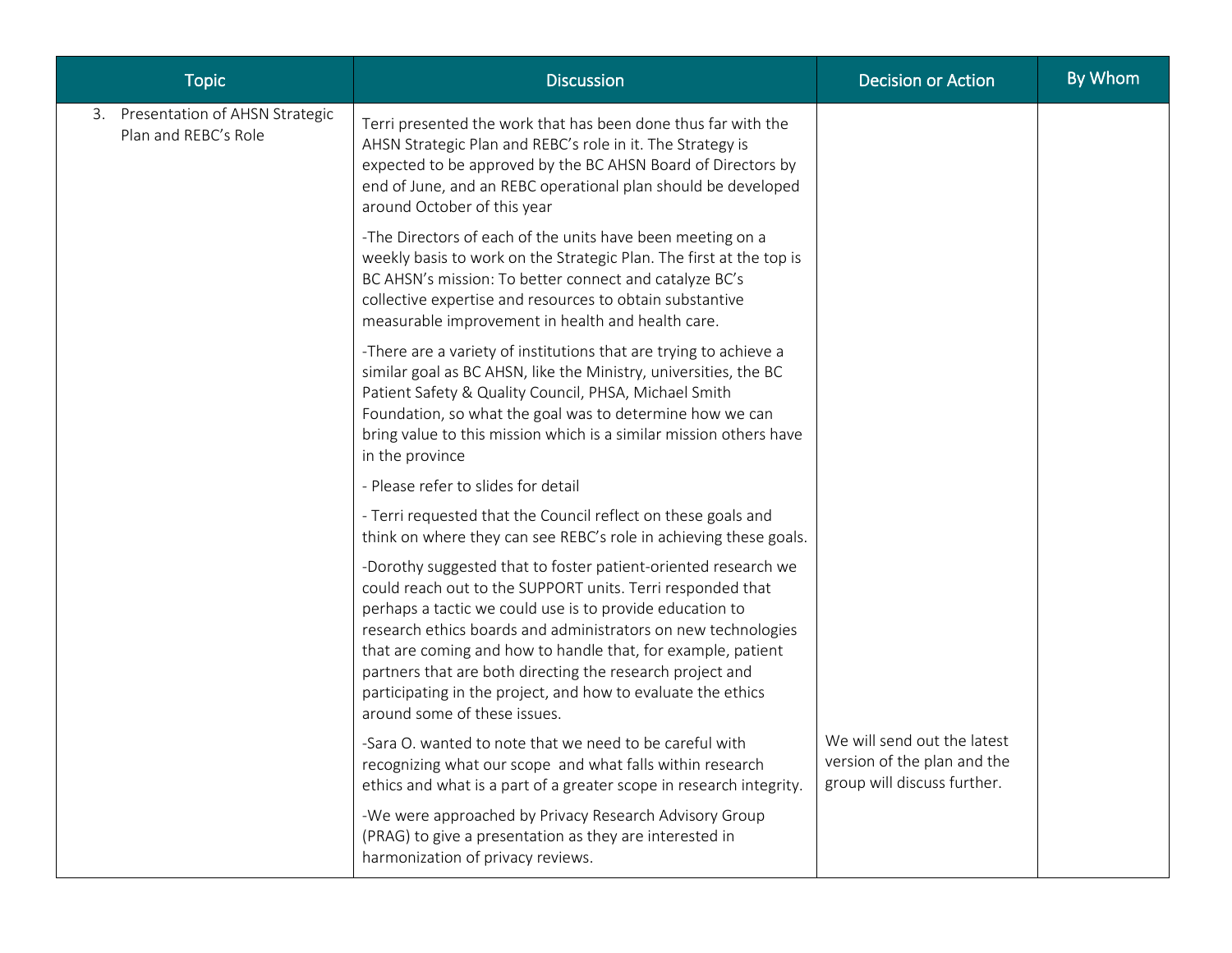| Topic | Discussion | Decision or Action | By Whom |
|---|---|---|---|
| 3. Presentation of AHSN Strategic Plan and REBC's Role | Terri presented the work that has been done thus far with the AHSN Strategic Plan and REBC's role in it. The Strategy is expected to be approved by the BC AHSN Board of Directors by end of June, and an REBC operational plan should be developed around October of this year<br><br>-The Directors of each of the units have been meeting on a weekly basis to work on the Strategic Plan. The first at the top is BC AHSN's mission: To better connect and catalyze BC's collective expertise and resources to obtain substantive measurable improvement in health and health care.<br><br>-There are a variety of institutions that are trying to achieve a similar goal as BC AHSN, like the Ministry, universities, the BC Patient Safety & Quality Council, PHSA, Michael Smith Foundation, so what the goal was to determine how we can bring value to this mission which is a similar mission others have in the province<br><br>- Please refer to slides for detail<br><br>- Terri requested that the Council reflect on these goals and think on where they can see REBC's role in achieving these goals.<br><br>-Dorothy suggested that to foster patient-oriented research we could reach out to the SUPPORT units. Terri responded that perhaps a tactic we could use is to provide education to research ethics boards and administrators on new technologies that are coming and how to handle that, for example, patient partners that are both directing the research project and participating in the project, and how to evaluate the ethics around some of these issues.<br><br>-Sara O. wanted to note that we need to be careful with recognizing what our scope and what falls within research ethics and what is a part of a greater scope in research integrity.<br><br>-We were approached by Privacy Research Advisory Group (PRAG) to give a presentation as they are interested in harmonization of privacy reviews. | We will send out the latest version of the plan and the group will discuss further. | |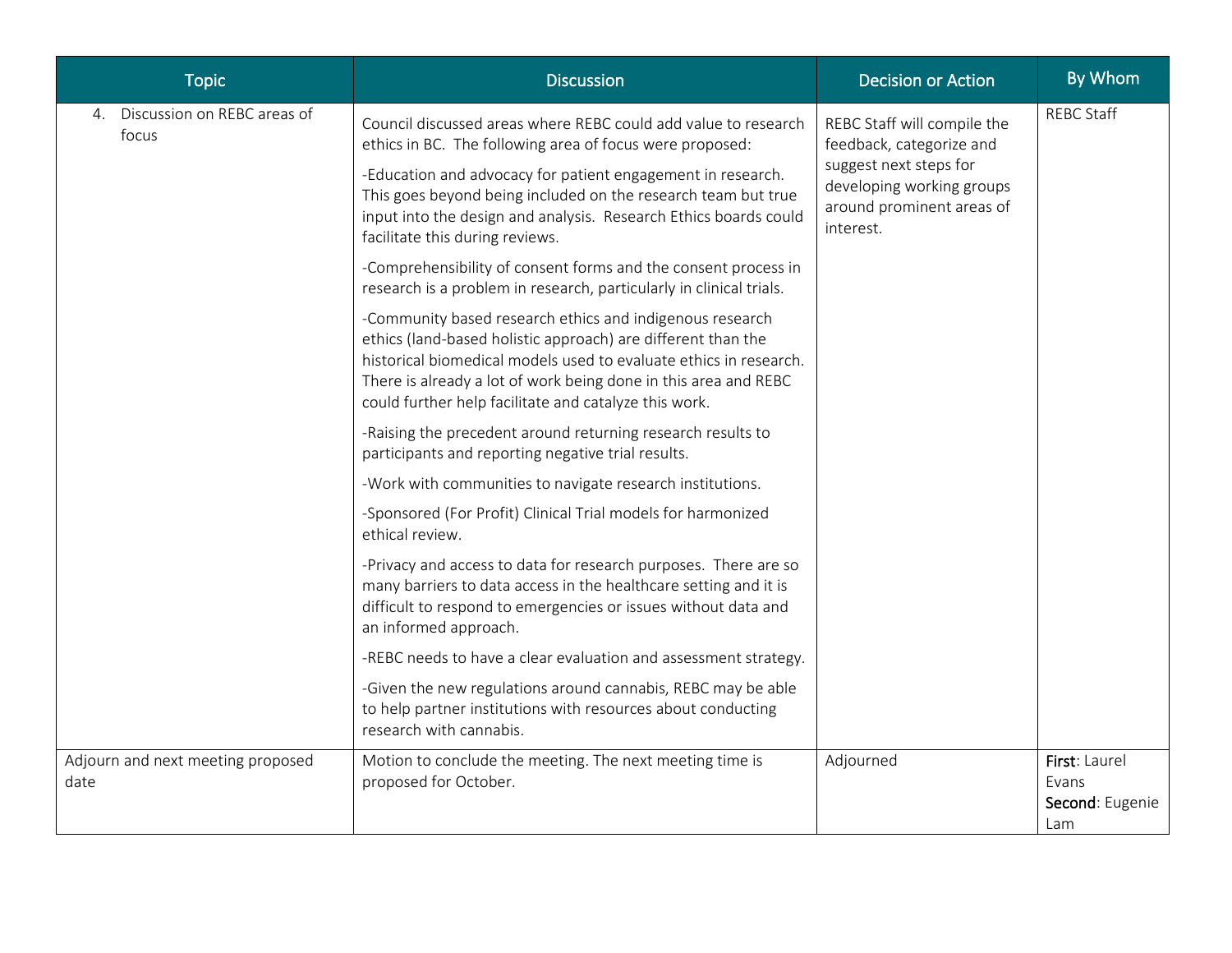| Topic | Discussion | Decision or Action | By Whom |
|---|---|---|---|
| 4. Discussion on REBC areas of focus | Council discussed areas where REBC could add value to research ethics in BC. The following area of focus were proposed:<br><br>-Education and advocacy for patient engagement in research. This goes beyond being included on the research team but true input into the design and analysis. Research Ethics boards could facilitate this during reviews.<br><br>-Comprehensibility of consent forms and the consent process in research is a problem in research, particularly in clinical trials.<br><br>-Community based research ethics and indigenous research ethics (land-based holistic approach) are different than the historical biomedical models used to evaluate ethics in research. There is already a lot of work being done in this area and REBC could further help facilitate and catalyze this work.<br><br>-Raising the precedent around returning research results to participants and reporting negative trial results.<br><br>-Work with communities to navigate research institutions.<br><br>-Sponsored (For Profit) Clinical Trial models for harmonized ethical review.<br><br>-Privacy and access to data for research purposes. There are so many barriers to data access in the healthcare setting and it is difficult to respond to emergencies or issues without data and an informed approach.<br><br>-REBC needs to have a clear evaluation and assessment strategy.<br><br>-Given the new regulations around cannabis, REBC may be able to help partner institutions with resources about conducting research with cannabis. | REBC Staff will compile the feedback, categorize and suggest next steps for developing working groups around prominent areas of interest. | REBC Staff |
| Adjourn and next meeting proposed date | Motion to conclude the meeting. The next meeting time is proposed for October. | Adjourned | First: Laurel Evans<br>Second: Eugenie Lam |